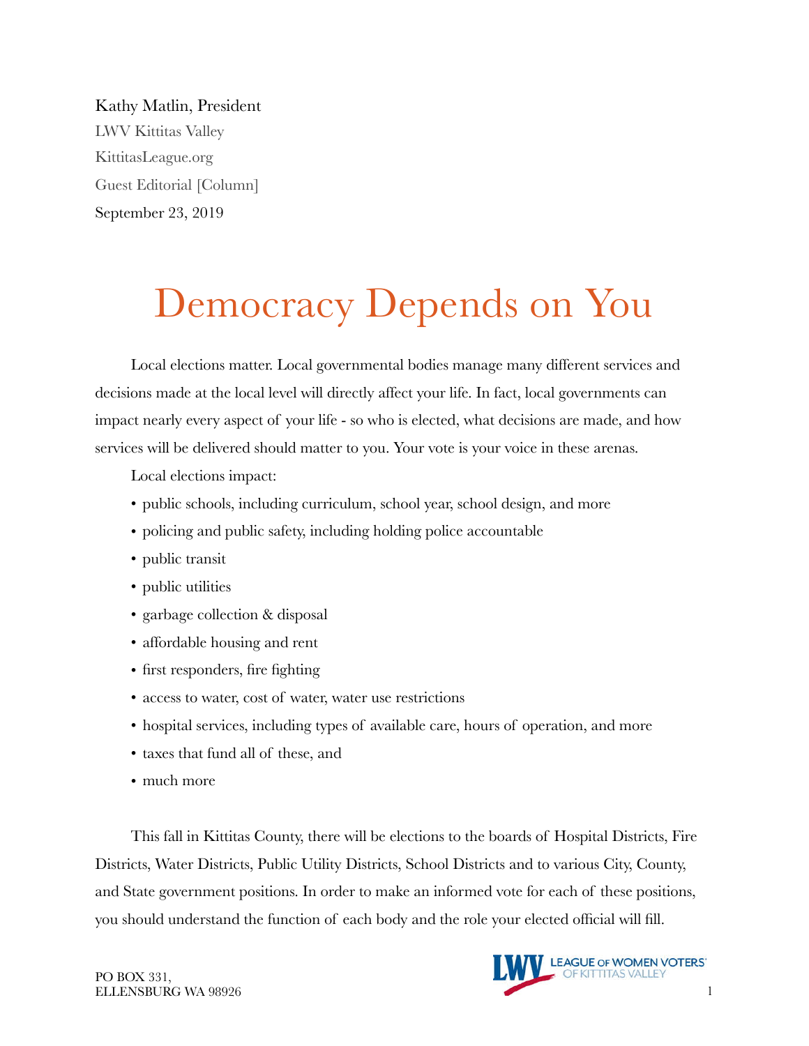Kathy Matlin, President

LWV Kittitas Valley

KittitasLeague.org

Guest Editorial [Column]

September 23, 2019

# Democracy Depends on You

Local elections matter. Local governmental bodies manage many different services and decisions made at the local level will directly affect your life. In fact, local governments can impact nearly every aspect of your life - so who is elected, what decisions are made, and how services will be delivered should matter to you. Your vote is your voice in these arenas.

Local elections impact:

- public schools, including curriculum, school year, school design, and more
- policing and public safety, including holding police accountable
- public transit
- public utilities
- garbage collection & disposal
- affordable housing and rent
- first responders, fire fighting
- access to water, cost of water, water use restrictions
- hospital services, including types of available care, hours of operation, and more
- taxes that fund all of these, and
- much more

This fall in Kittitas County, there will be elections to the boards of Hospital Districts, Fire Districts, Water Districts, Public Utility Districts, School Districts and to various City, County, and State government positions. In order to make an informed vote for each of these positions, you should understand the function of each body and the role your elected official will fill.

PO BOX 331,
ELLENSBURG WA 98926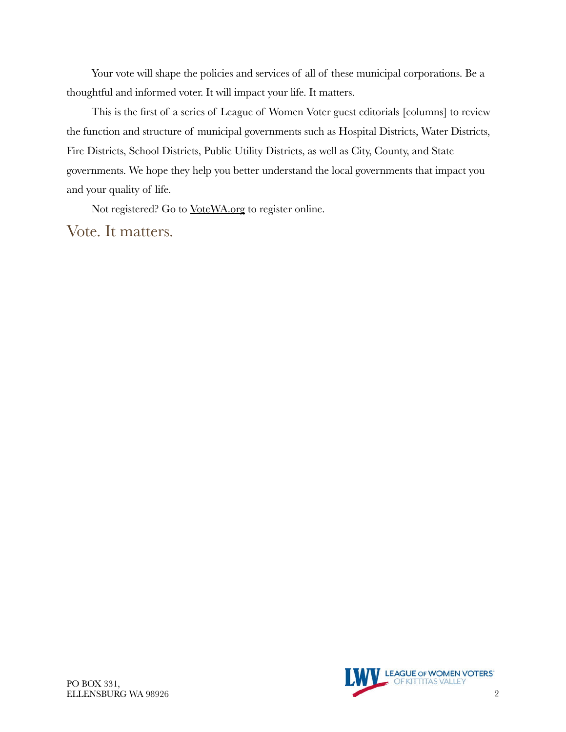Your vote will shape the policies and services of all of these municipal corporations. Be a thoughtful and informed voter. It will impact your life. It matters.

This is the first of a series of League of Women Voter guest editorials [columns] to review the function and structure of municipal governments such as Hospital Districts, Water Districts, Fire Districts, School Districts, Public Utility Districts, as well as City, County, and State governments. We hope they help you better understand the local governments that impact you and your quality of life.

Not registered? Go to VoteWA.org to register online.

## Vote. It matters.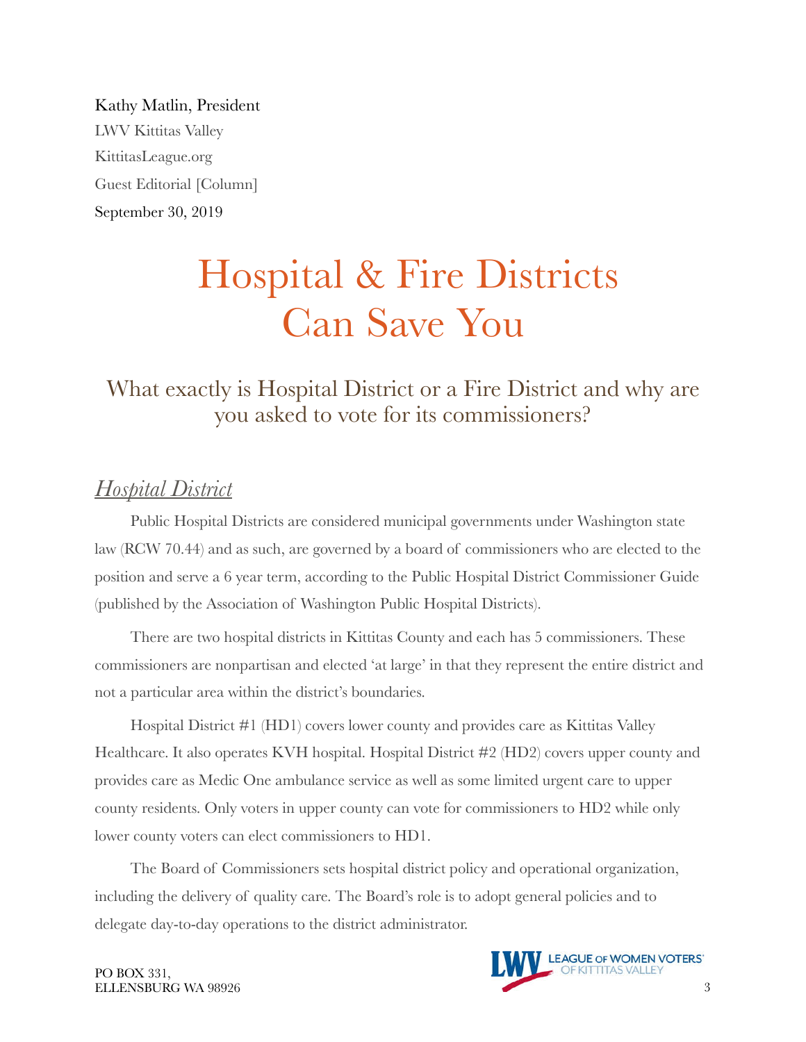Kathy Matlin, President

LWV Kittitas Valley

KittitasLeague.org

Guest Editorial [Column]

September 30, 2019

# Hospital & Fire Districts Can Save You

## What exactly is Hospital District or a Fire District and why are you asked to vote for its commissioners?

### *Hospital District*

Public Hospital Districts are considered municipal governments under Washington state law (RCW 70.44) and as such, are governed by a board of commissioners who are elected to the position and serve a 6 year term, according to the Public Hospital District Commissioner Guide (published by the Association of Washington Public Hospital Districts).

There are two hospital districts in Kittitas County and each has 5 commissioners. These commissioners are nonpartisan and elected 'at large' in that they represent the entire district and not a particular area within the district's boundaries.

Hospital District #1 (HD1) covers lower county and provides care as Kittitas Valley Healthcare. It also operates KVH hospital. Hospital District #2 (HD2) covers upper county and provides care as Medic One ambulance service as well as some limited urgent care to upper county residents. Only voters in upper county can vote for commissioners to HD2 while only lower county voters can elect commissioners to HD1.

The Board of Commissioners sets hospital district policy and operational organization, including the delivery of quality care. The Board's role is to adopt general policies and to delegate day-to-day operations to the district administrator.

PO BOX 331,
ELLENSBURG WA 98926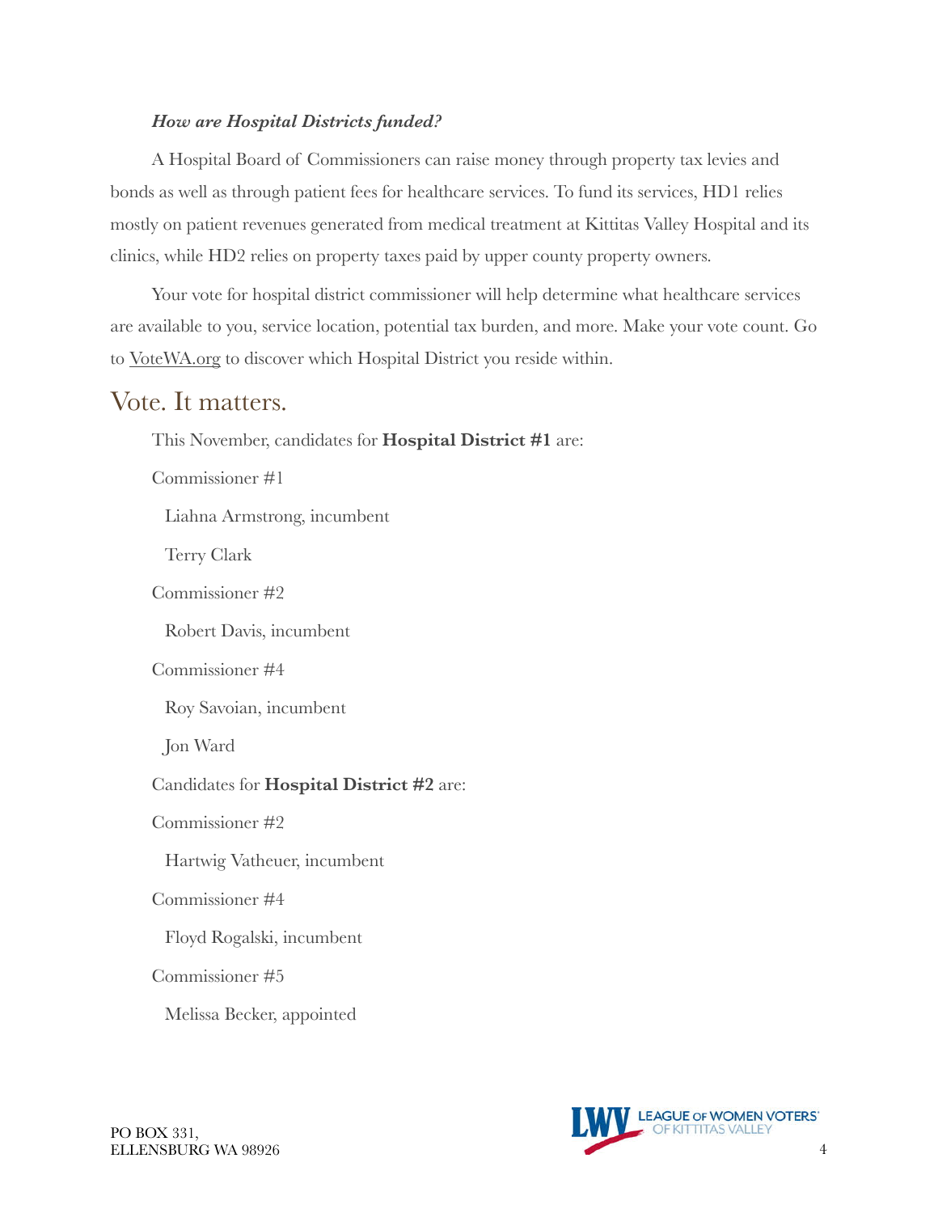### *How are Hospital Districts funded?*

A Hospital Board of Commissioners can raise money through property tax levies and bonds as well as through patient fees for healthcare services. To fund its services, HD1 relies mostly on patient revenues generated from medical treatment at Kittitas Valley Hospital and its clinics, while HD2 relies on property taxes paid by upper county property owners.

Your vote for hospital district commissioner will help determine what healthcare services are available to you, service location, potential tax burden, and more. Make your vote count. Go to VoteWA.org to discover which Hospital District you reside within.

## Vote. It matters.

This November, candidates for **Hospital District #1** are:

Commissioner #1

Liahna Armstrong, incumbent

Terry Clark

Commissioner #2

Robert Davis, incumbent

Commissioner #4

Roy Savoian, incumbent

Jon Ward

Candidates for **Hospital District #2** are:

Commissioner #2

Hartwig Vatheuer, incumbent

Commissioner #4

Floyd Rogalski, incumbent

Commissioner #5

Melissa Becker, appointed

PO BOX 331,
ELLENSBURG WA 98926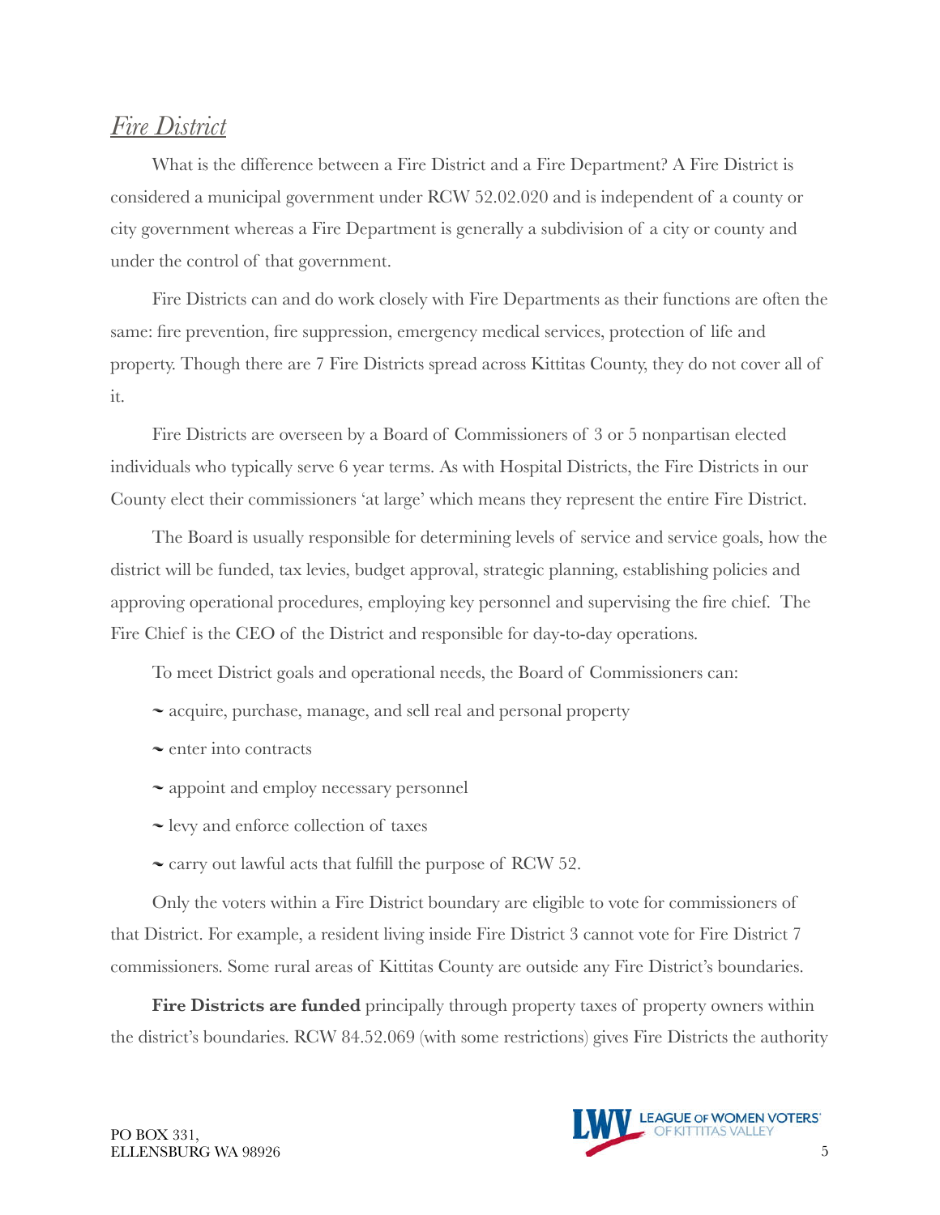## *Fire District*

What is the difference between a Fire District and a Fire Department? A Fire District is considered a municipal government under RCW 52.02.020 and is independent of a county or city government whereas a Fire Department is generally a subdivision of a city or county and under the control of that government.

Fire Districts can and do work closely with Fire Departments as their functions are often the same: fire prevention, fire suppression, emergency medical services, protection of life and property. Though there are 7 Fire Districts spread across Kittitas County, they do not cover all of it.

Fire Districts are overseen by a Board of Commissioners of 3 or 5 nonpartisan elected individuals who typically serve 6 year terms. As with Hospital Districts, the Fire Districts in our County elect their commissioners 'at large' which means they represent the entire Fire District.

The Board is usually responsible for determining levels of service and service goals, how the district will be funded, tax levies, budget approval, strategic planning, establishing policies and approving operational procedures, employing key personnel and supervising the fire chief. The Fire Chief is the CEO of the District and responsible for day-to-day operations.

To meet District goals and operational needs, the Board of Commissioners can:

- acquire, purchase, manage, and sell real and personal property
- enter into contracts
- appoint and employ necessary personnel
- levy and enforce collection of taxes
- carry out lawful acts that fulfill the purpose of RCW 52.

Only the voters within a Fire District boundary are eligible to vote for commissioners of that District. For example, a resident living inside Fire District 3 cannot vote for Fire District 7 commissioners. Some rural areas of Kittitas County are outside any Fire District's boundaries.

**Fire Districts are funded** principally through property taxes of property owners within the district's boundaries. RCW 84.52.069 (with some restrictions) gives Fire Districts the authority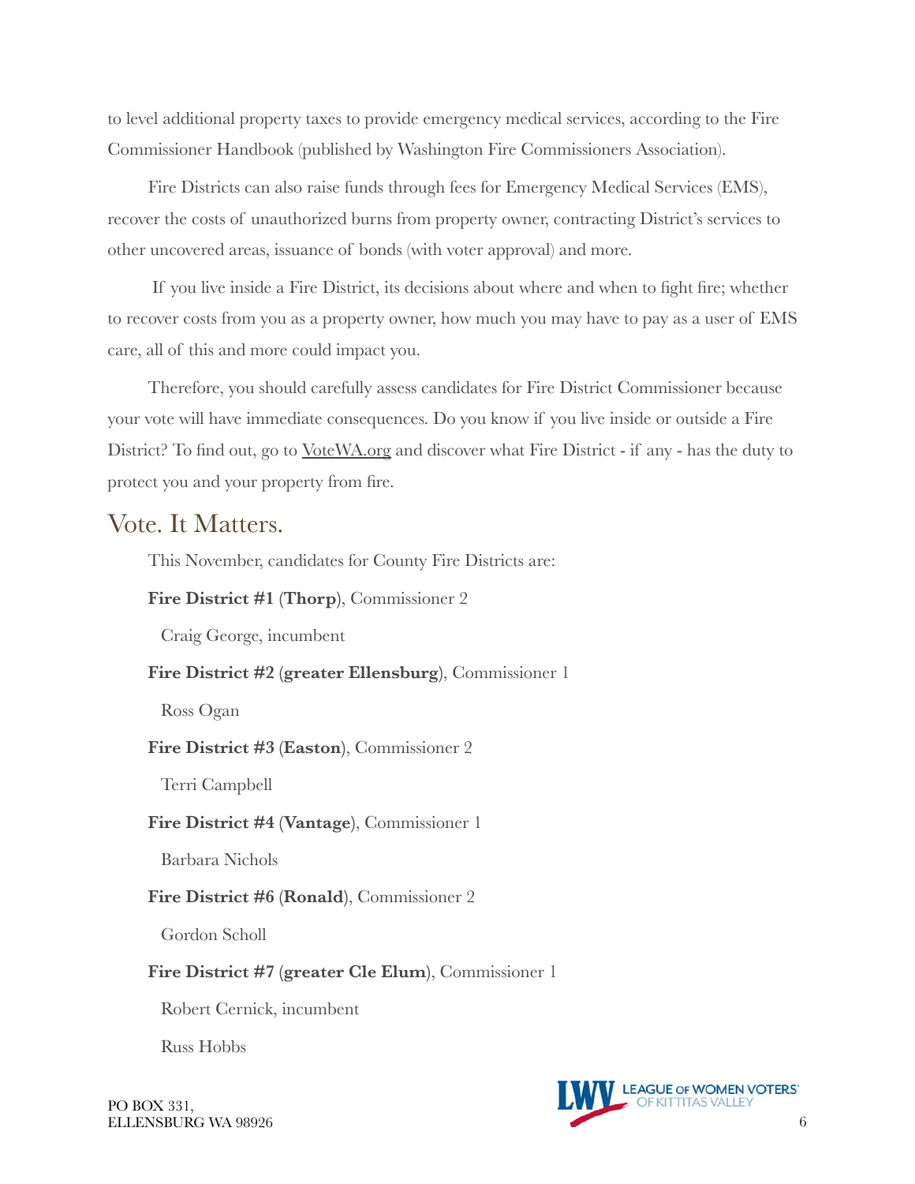to level additional property taxes to provide emergency medical services, according to the Fire Commissioner Handbook (published by Washington Fire Commissioners Association).

Fire Districts can also raise funds through fees for Emergency Medical Services (EMS), recover the costs of unauthorized burns from property owner, contracting District's services to other uncovered areas, issuance of bonds (with voter approval) and more.

If you live inside a Fire District, its decisions about where and when to fight fire; whether to recover costs from you as a property owner, how much you may have to pay as a user of EMS care, all of this and more could impact you.

Therefore, you should carefully assess candidates for Fire District Commissioner because your vote will have immediate consequences. Do you know if you live inside or outside a Fire District? To find out, go to VoteWA.org and discover what Fire District - if any - has the duty to protect you and your property from fire.

## Vote. It Matters.

This November, candidates for County Fire Districts are:

**Fire District #1 (Thorp)**, Commissioner 2

Craig George, incumbent

**Fire District #2 (greater Ellensburg)**, Commissioner 1

Ross Ogan

**Fire District #3 (Easton)**, Commissioner 2

Terri Campbell

**Fire District #4 (Vantage)**, Commissioner 1

Barbara Nichols

**Fire District #6 (Ronald)**, Commissioner 2

Gordon Scholl

**Fire District #7 (greater Cle Elum)**, Commissioner 1

Robert Cernick, incumbent

Russ Hobbs

PO BOX 331,
ELLENSBURG WA 98926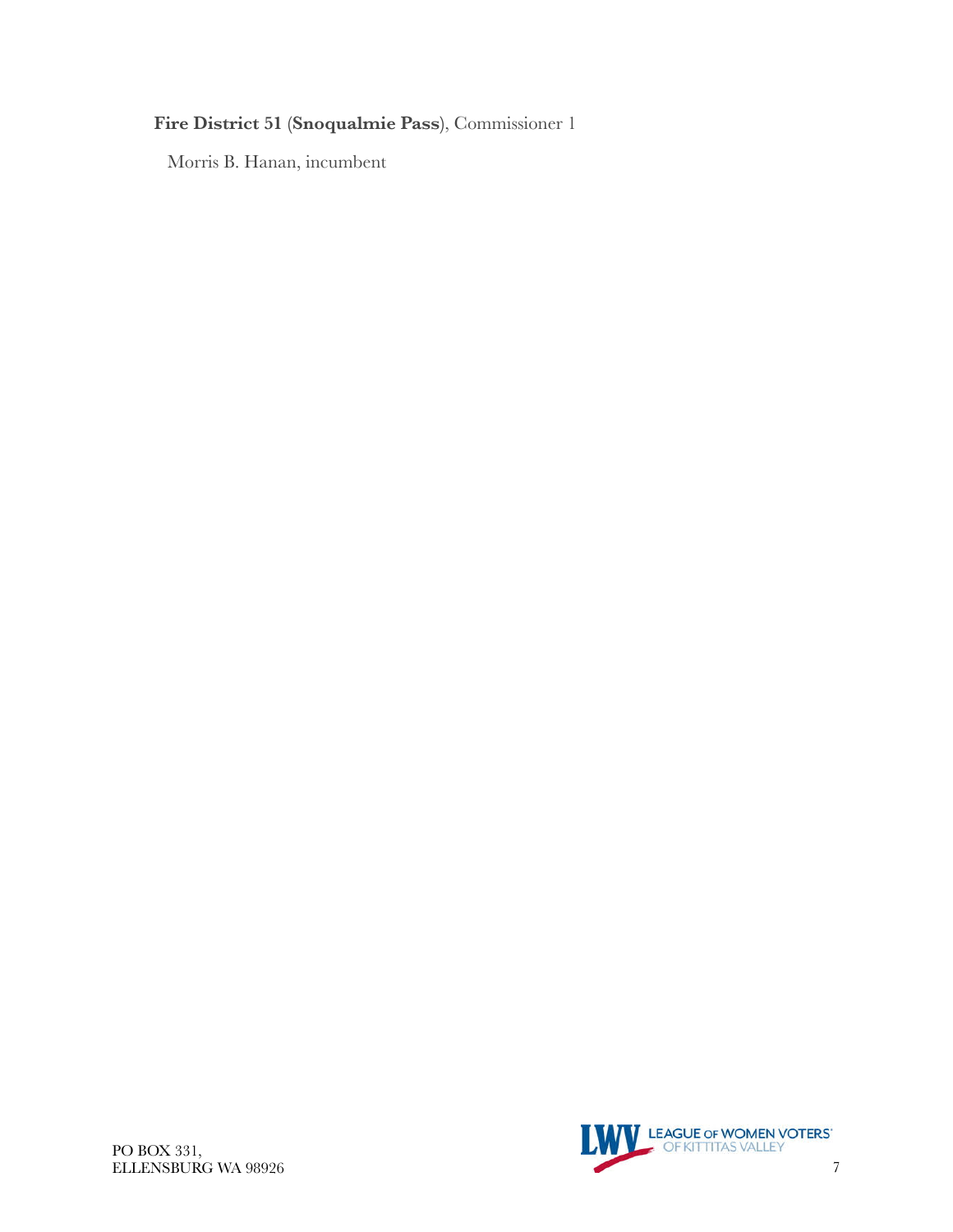**Fire District 51** (**Snoqualmie Pass**), Commissioner 1

Morris B. Hanan, incumbent